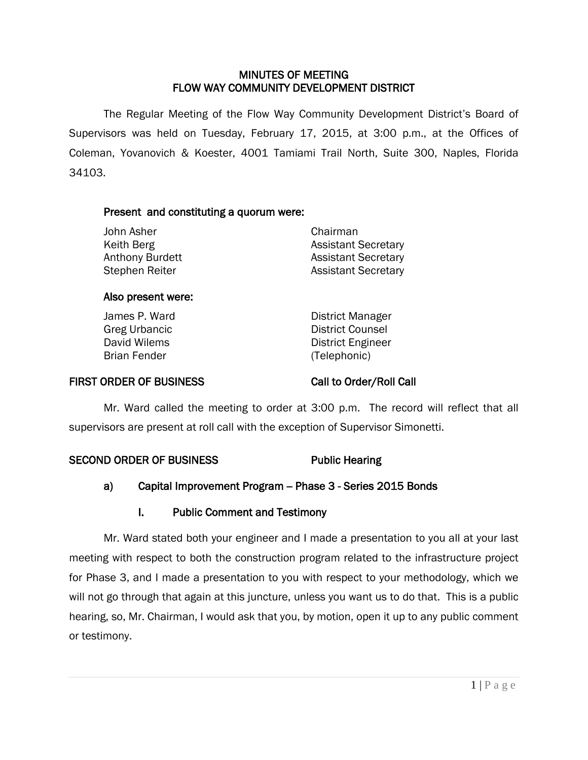# MINUTES OF MEETING
# FLOW WAY COMMUNITY DEVELOPMENT DISTRICT

The Regular Meeting of the Flow Way Community Development District's Board of Supervisors was held on Tuesday, February 17, 2015, at 3:00 p.m., at the Offices of Coleman, Yovanovich & Koester, 4001 Tamiami Trail North, Suite 300, Naples, Florida 34103.

**Present and constituting a quorum were:**

| | |
|---|---|
| John Asher | Chairman |
| Keith Berg | Assistant Secretary |
| Anthony Burdett | Assistant Secretary |
| Stephen Reiter | Assistant Secretary |

**Also present were:**

| | |
|---|---|
| James P. Ward | District Manager |
| Greg Urbancic | District Counsel |
| David Wilems | District Engineer |
| Brian Fender | (Telephonic) |

**FIRST ORDER OF BUSINESS** **Call to Order/Roll Call**

Mr. Ward called the meeting to order at 3:00 p.m. The record will reflect that all supervisors are present at roll call with the exception of Supervisor Simonetti.

**SECOND ORDER OF BUSINESS** **Public Hearing**

**a) Capital Improvement Program – Phase 3 - Series 2015 Bonds**

**I. Public Comment and Testimony**

Mr. Ward stated both your engineer and I made a presentation to you all at your last meeting with respect to both the construction program related to the infrastructure project for Phase 3, and I made a presentation to you with respect to your methodology, which we will not go through that again at this juncture, unless you want us to do that. This is a public hearing, so, Mr. Chairman, I would ask that you, by motion, open it up to any public comment or testimony.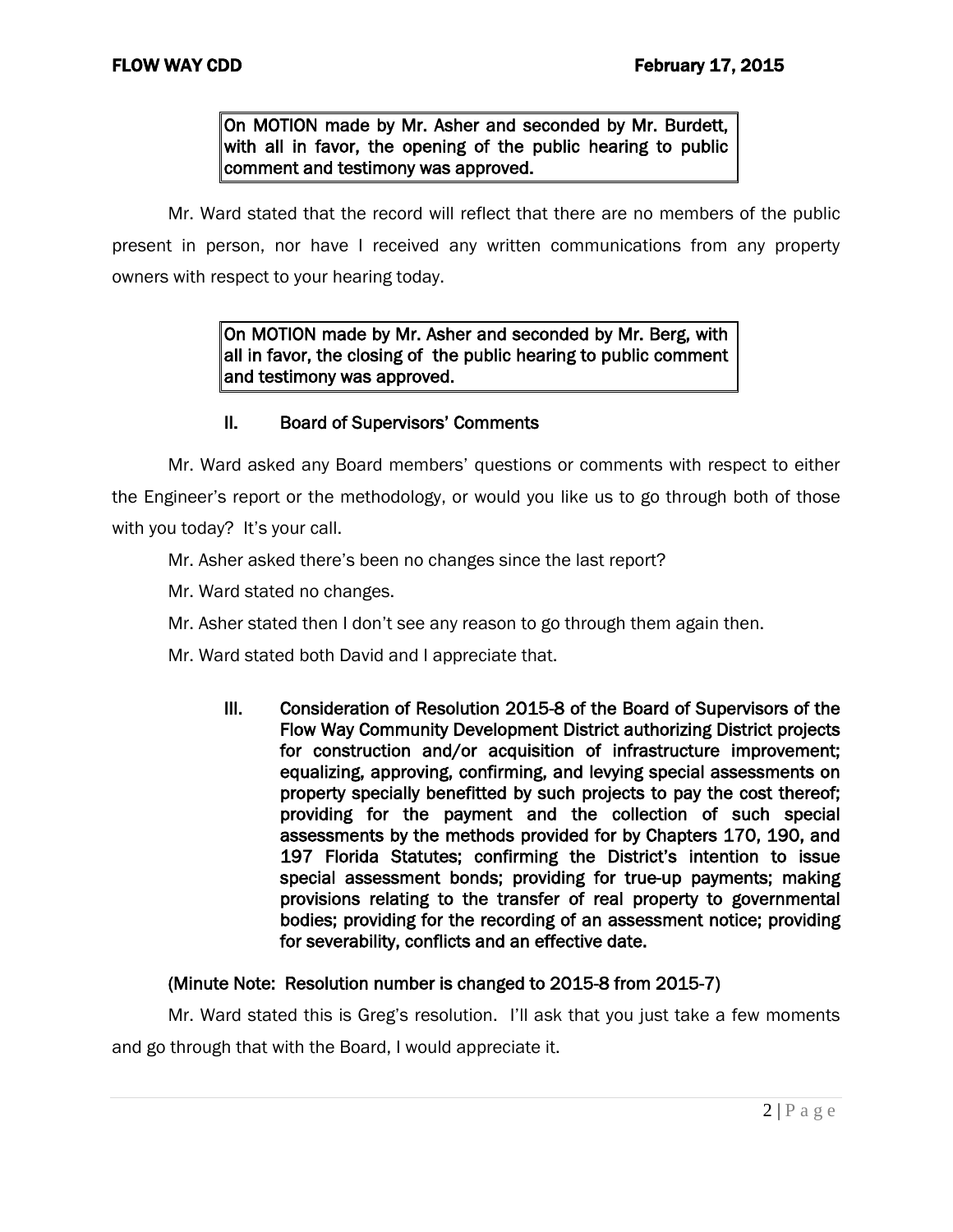**On MOTION made by Mr. Asher and seconded by Mr. Burdett, with all in favor, the opening of the public hearing to public comment and testimony was approved.**

Mr. Ward stated that the record will reflect that there are no members of the public present in person, nor have I received any written communications from any property owners with respect to your hearing today.

**On MOTION made by Mr. Asher and seconded by Mr. Berg, with all in favor, the closing of the public hearing to public comment and testimony was approved.**

## II. Board of Supervisors' Comments

Mr. Ward asked any Board members' questions or comments with respect to either the Engineer's report or the methodology, or would you like us to go through both of those with you today? It's your call.

Mr. Asher asked there's been no changes since the last report?

Mr. Ward stated no changes.

Mr. Asher stated then I don't see any reason to go through them again then.

Mr. Ward stated both David and I appreciate that.

## III. Consideration of Resolution 2015-8 of the Board of Supervisors of the Flow Way Community Development District authorizing District projects for construction and/or acquisition of infrastructure improvement; equalizing, approving, confirming, and levying special assessments on property specially benefitted by such projects to pay the cost thereof; providing for the payment and the collection of such special assessments by the methods provided for by Chapters 170, 190, and 197 Florida Statutes; confirming the District's intention to issue special assessment bonds; providing for true-up payments; making provisions relating to the transfer of real property to governmental bodies; providing for the recording of an assessment notice; providing for severability, conflicts and an effective date.

**(Minute Note: Resolution number is changed to 2015-8 from 2015-7)**

Mr. Ward stated this is Greg's resolution. I'll ask that you just take a few moments and go through that with the Board, I would appreciate it.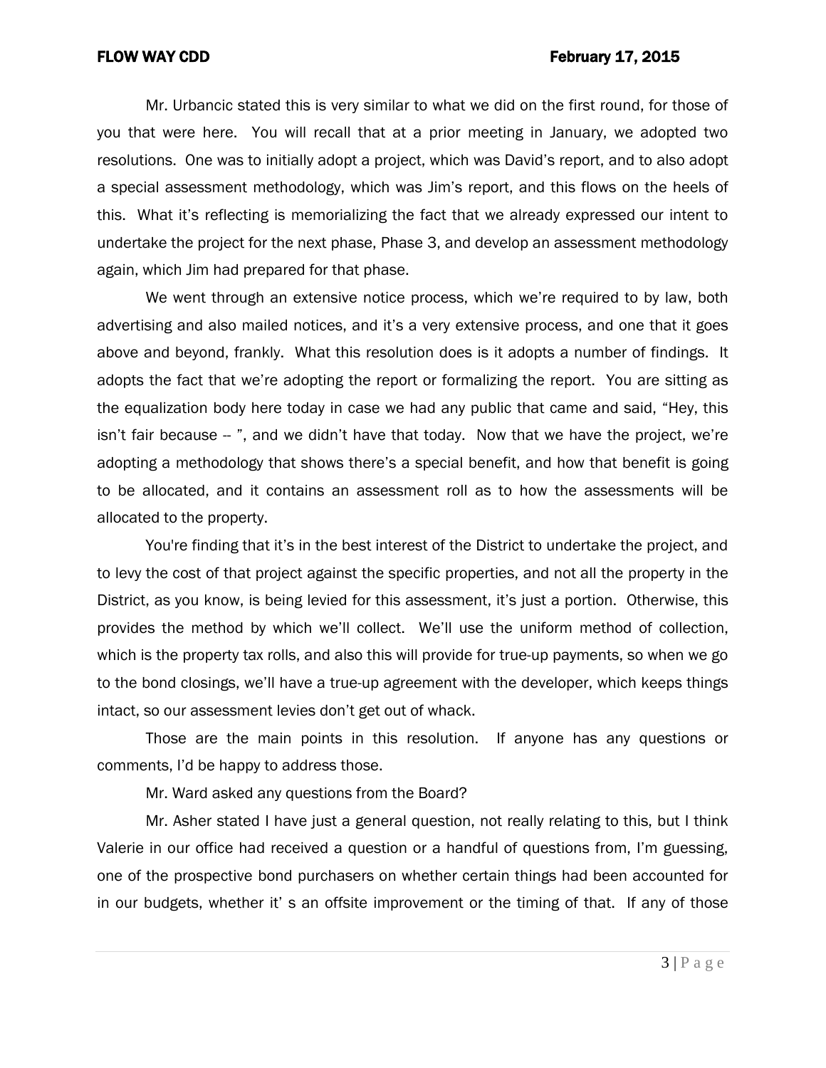Mr. Urbancic stated this is very similar to what we did on the first round, for those of you that were here. You will recall that at a prior meeting in January, we adopted two resolutions. One was to initially adopt a project, which was David's report, and to also adopt a special assessment methodology, which was Jim's report, and this flows on the heels of this. What it's reflecting is memorializing the fact that we already expressed our intent to undertake the project for the next phase, Phase 3, and develop an assessment methodology again, which Jim had prepared for that phase.

We went through an extensive notice process, which we're required to by law, both advertising and also mailed notices, and it's a very extensive process, and one that it goes above and beyond, frankly. What this resolution does is it adopts a number of findings. It adopts the fact that we're adopting the report or formalizing the report. You are sitting as the equalization body here today in case we had any public that came and said, "Hey, this isn't fair because -- ", and we didn't have that today. Now that we have the project, we're adopting a methodology that shows there's a special benefit, and how that benefit is going to be allocated, and it contains an assessment roll as to how the assessments will be allocated to the property.

You're finding that it's in the best interest of the District to undertake the project, and to levy the cost of that project against the specific properties, and not all the property in the District, as you know, is being levied for this assessment, it's just a portion. Otherwise, this provides the method by which we'll collect. We'll use the uniform method of collection, which is the property tax rolls, and also this will provide for true-up payments, so when we go to the bond closings, we'll have a true-up agreement with the developer, which keeps things intact, so our assessment levies don't get out of whack.

Those are the main points in this resolution. If anyone has any questions or comments, I'd be happy to address those.

Mr. Ward asked any questions from the Board?

Mr. Asher stated I have just a general question, not really relating to this, but I think Valerie in our office had received a question or a handful of questions from, I'm guessing, one of the prospective bond purchasers on whether certain things had been accounted for in our budgets, whether it' s an offsite improvement or the timing of that. If any of those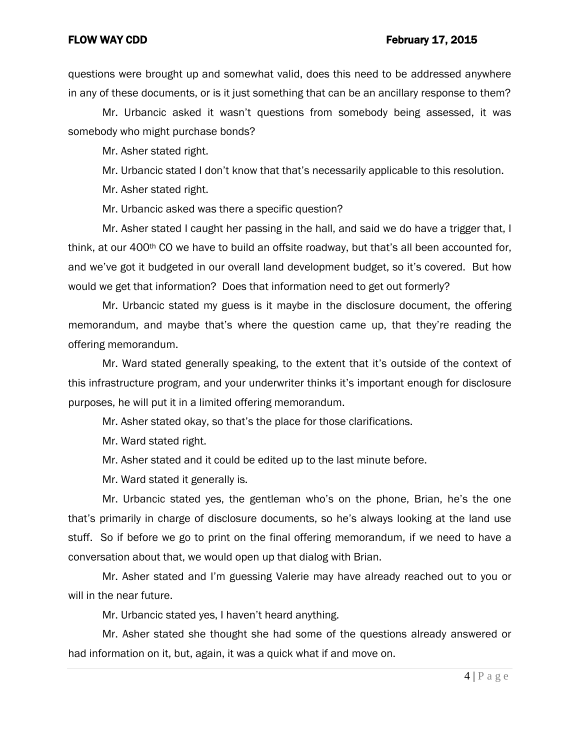questions were brought up and somewhat valid, does this need to be addressed anywhere in any of these documents, or is it just something that can be an ancillary response to them?

Mr. Urbancic asked it wasn't questions from somebody being assessed, it was somebody who might purchase bonds?

Mr. Asher stated right.

Mr. Urbancic stated I don't know that that's necessarily applicable to this resolution.

Mr. Asher stated right.

Mr. Urbancic asked was there a specific question?

Mr. Asher stated I caught her passing in the hall, and said we do have a trigger that, I think, at our 400th CO we have to build an offsite roadway, but that's all been accounted for, and we've got it budgeted in our overall land development budget, so it's covered. But how would we get that information? Does that information need to get out formerly?

Mr. Urbancic stated my guess is it maybe in the disclosure document, the offering memorandum, and maybe that's where the question came up, that they're reading the offering memorandum.

Mr. Ward stated generally speaking, to the extent that it's outside of the context of this infrastructure program, and your underwriter thinks it's important enough for disclosure purposes, he will put it in a limited offering memorandum.

Mr. Asher stated okay, so that's the place for those clarifications.

Mr. Ward stated right.

Mr. Asher stated and it could be edited up to the last minute before.

Mr. Ward stated it generally is.

Mr. Urbancic stated yes, the gentleman who's on the phone, Brian, he's the one that's primarily in charge of disclosure documents, so he's always looking at the land use stuff. So if before we go to print on the final offering memorandum, if we need to have a conversation about that, we would open up that dialog with Brian.

Mr. Asher stated and I'm guessing Valerie may have already reached out to you or will in the near future.

Mr. Urbancic stated yes, I haven't heard anything.

Mr. Asher stated she thought she had some of the questions already answered or had information on it, but, again, it was a quick what if and move on.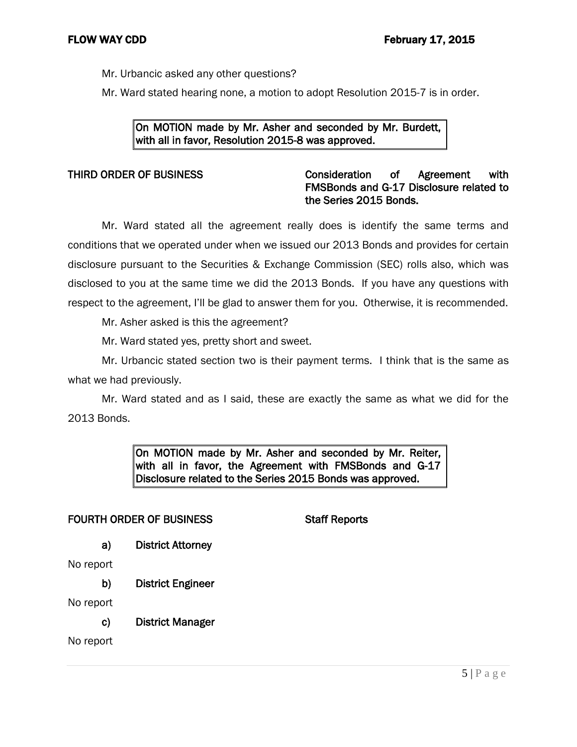Mr. Urbancic asked any other questions?

Mr. Ward stated hearing none, a motion to adopt Resolution 2015-7 is in order.

> **On MOTION made by Mr. Asher and seconded by Mr. Burdett, with all in favor, Resolution 2015-8 was approved.**

**THIRD ORDER OF BUSINESS** — **Consideration of Agreement with FMSBonds and G-17 Disclosure related to the Series 2015 Bonds.**

Mr. Ward stated all the agreement really does is identify the same terms and conditions that we operated under when we issued our 2013 Bonds and provides for certain disclosure pursuant to the Securities & Exchange Commission (SEC) rolls also, which was disclosed to you at the same time we did the 2013 Bonds. If you have any questions with respect to the agreement, I'll be glad to answer them for you. Otherwise, it is recommended.

Mr. Asher asked is this the agreement?

Mr. Ward stated yes, pretty short and sweet.

Mr. Urbancic stated section two is their payment terms. I think that is the same as what we had previously.

Mr. Ward stated and as I said, these are exactly the same as what we did for the 2013 Bonds.

> **On MOTION made by Mr. Asher and seconded by Mr. Reiter, with all in favor, the Agreement with FMSBonds and G-17 Disclosure related to the Series 2015 Bonds was approved.**

**FOURTH ORDER OF BUSINESS** — **Staff Reports**

**a) District Attorney**

No report

**b) District Engineer**

No report

**c) District Manager**

No report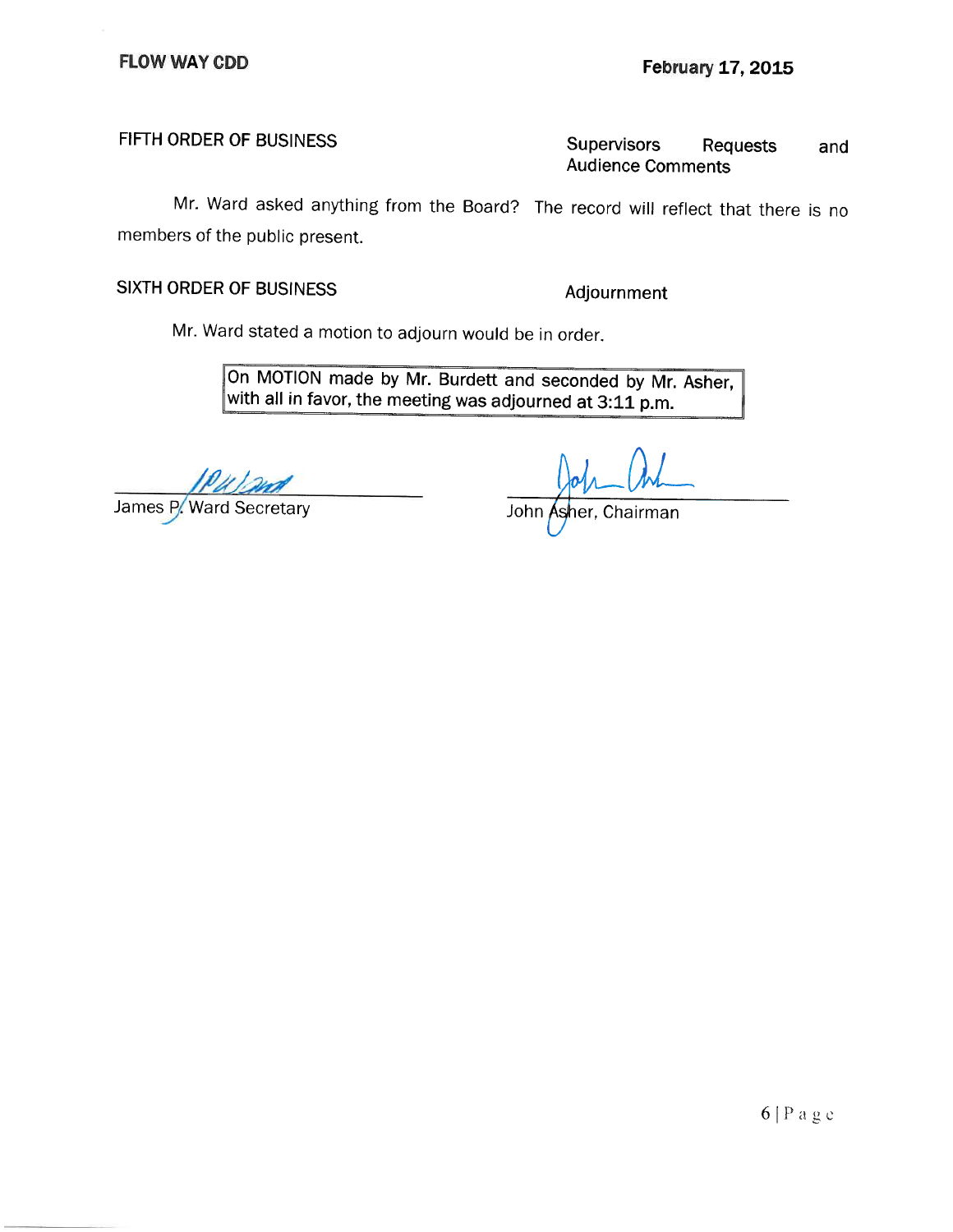FIFTH ORDER OF BUSINESS — Supervisors Requests and Audience Comments

Mr. Ward asked anything from the Board? The record will reflect that there is no members of the public present.

SIXTH ORDER OF BUSINESS — Adjournment

Mr. Ward stated a motion to adjourn would be in order.

> On MOTION made by Mr. Burdett and seconded by Mr. Asher, with all in favor, the meeting was adjourned at 3:11 p.m.

James P. Ward Secretary

John Asher, Chairman